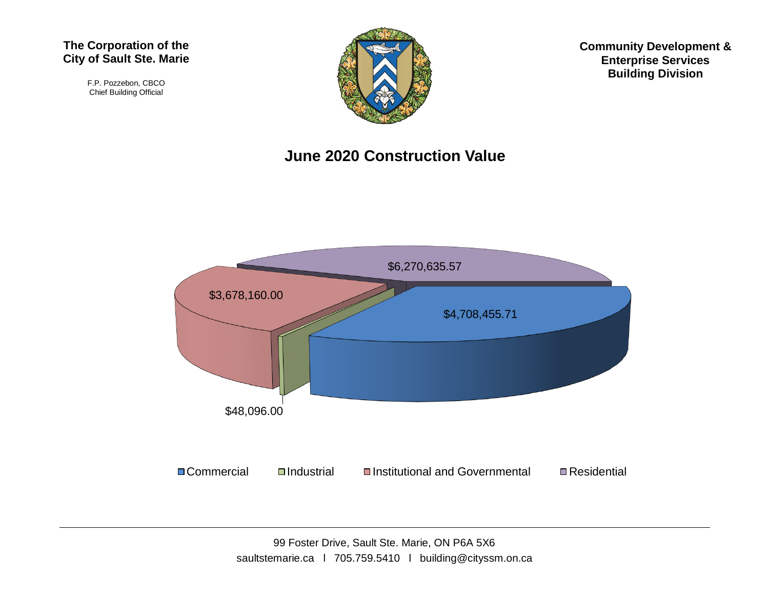**The Corporation of the City of Sault Ste. Marie**

F.P. Pozzebon, CBCO
Chief Building Official

**Community Development & Enterprise Services Building Division**

# June 2020 Construction Value

$6,270,635.57

$3,678,160.00

$4,708,455.71

$48,096.00

Commercial | Industrial | Institutional and Governmental | Residential

99 Foster Drive, Sault Ste. Marie, ON P6A 5X6
saultstemarie.ca l 705.759.5410 l building@cityssm.on.ca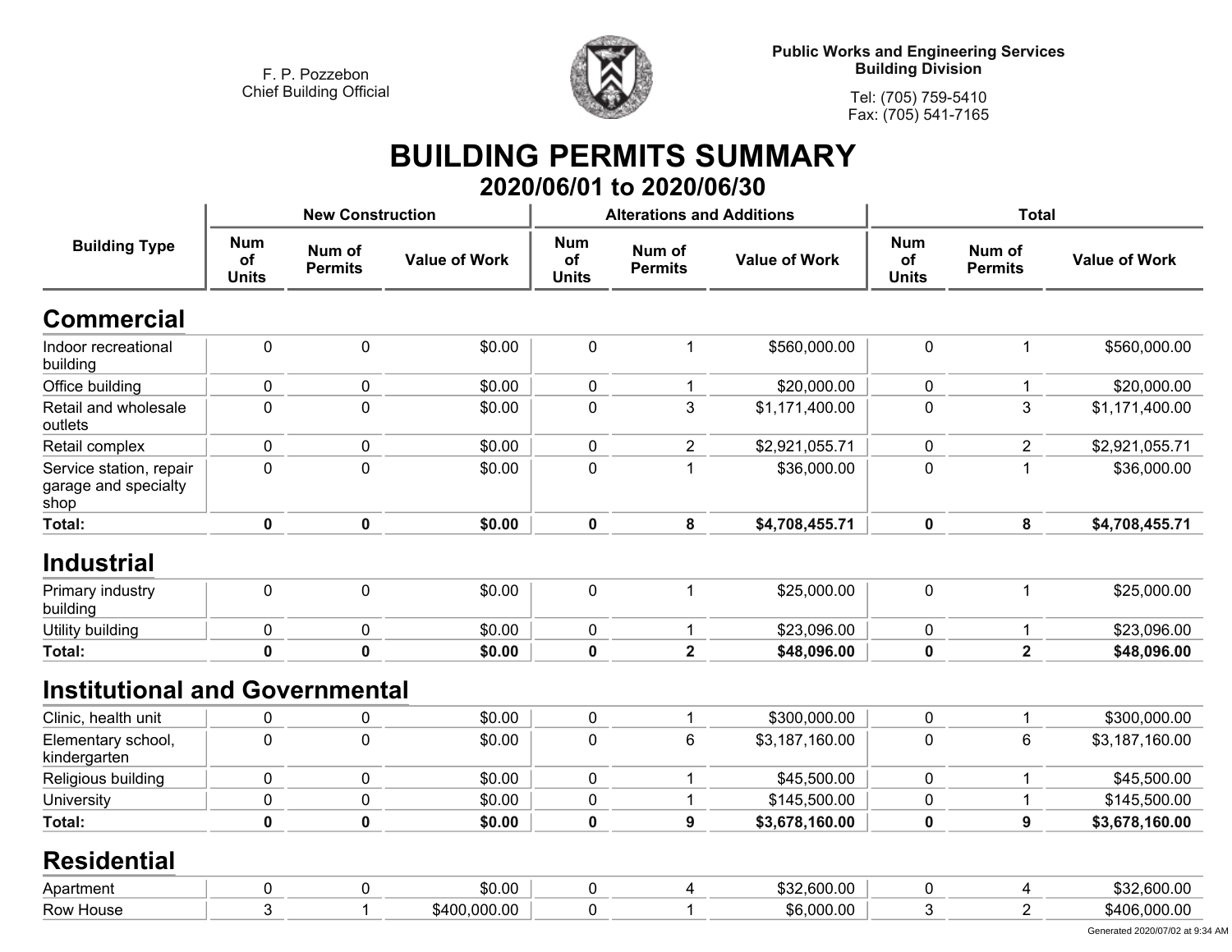F. P. Pozzebon
Chief Building Official

**Public Works and Engineering Services**
**Building Division**

Tel: (705) 759-5410
Fax: (705) 541-7165

# BUILDING PERMITS SUMMARY

## 2020/06/01 to 2020/06/30

| Building Type | New Construction | | | Alterations and Additions | | | Total | | |
|---|---|---|---|---|---|---|---|---|---|
| | Num of Units | Num of Permits | Value of Work | Num of Units | Num of Permits | Value of Work | Num of Units | Num of Permits | Value of Work |
| **Commercial** | | | | | | | | | |
| Indoor recreational building | 0 | 0 | $0.00 | 0 | 1 | $560,000.00 | 0 | 1 | $560,000.00 |
| Office building | 0 | 0 | $0.00 | 0 | 1 | $20,000.00 | 0 | 1 | $20,000.00 |
| Retail and wholesale outlets | 0 | 0 | $0.00 | 0 | 3 | $1,171,400.00 | 0 | 3 | $1,171,400.00 |
| Retail complex | 0 | 0 | $0.00 | 0 | 2 | $2,921,055.71 | 0 | 2 | $2,921,055.71 |
| Service station, repair garage and specialty shop | 0 | 0 | $0.00 | 0 | 1 | $36,000.00 | 0 | 1 | $36,000.00 |
| **Total:** | **0** | **0** | **$0.00** | **0** | **8** | **$4,708,455.71** | **0** | **8** | **$4,708,455.71** |
| **Industrial** | | | | | | | | | |
| Primary industry building | 0 | 0 | $0.00 | 0 | 1 | $25,000.00 | 0 | 1 | $25,000.00 |
| Utility building | 0 | 0 | $0.00 | 0 | 1 | $23,096.00 | 0 | 1 | $23,096.00 |
| **Total:** | **0** | **0** | **$0.00** | **0** | **2** | **$48,096.00** | **0** | **2** | **$48,096.00** |
| **Institutional and Governmental** | | | | | | | | | |
| Clinic, health unit | 0 | 0 | $0.00 | 0 | 1 | $300,000.00 | 0 | 1 | $300,000.00 |
| Elementary school, kindergarten | 0 | 0 | $0.00 | 0 | 6 | $3,187,160.00 | 0 | 6 | $3,187,160.00 |
| Religious building | 0 | 0 | $0.00 | 0 | 1 | $45,500.00 | 0 | 1 | $45,500.00 |
| University | 0 | 0 | $0.00 | 0 | 1 | $145,500.00 | 0 | 1 | $145,500.00 |
| **Total:** | **0** | **0** | **$0.00** | **0** | **9** | **$3,678,160.00** | **0** | **9** | **$3,678,160.00** |
| **Residential** | | | | | | | | | |
| Apartment | 0 | 0 | $0.00 | 0 | 4 | $32,600.00 | 0 | 4 | $32,600.00 |
| Row House | 3 | 1 | $400,000.00 | 0 | 1 | $6,000.00 | 3 | 2 | $406,000.00 |

Generated 2020/07/02 at 9:34 AM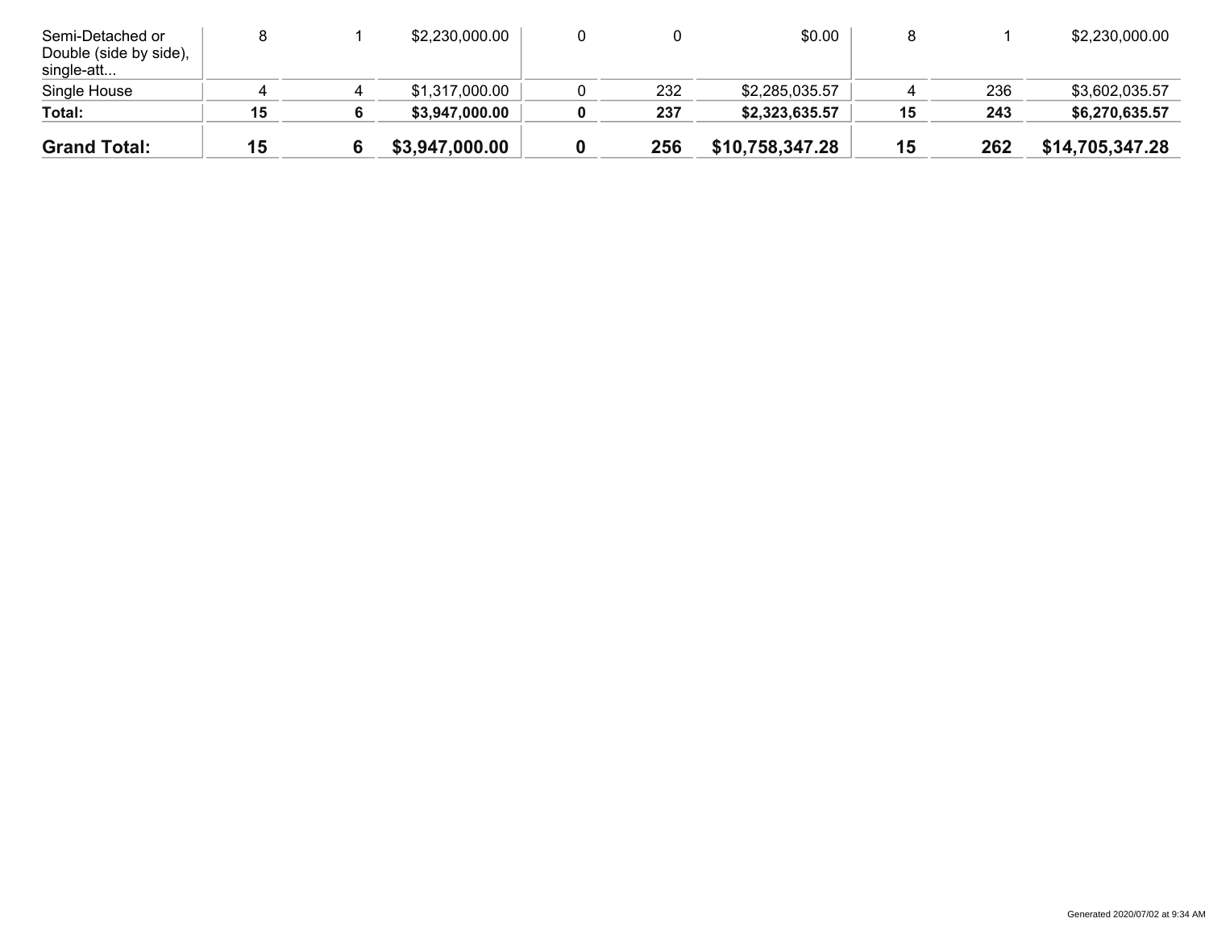| | | | | | | | | | |
|---|---|---|---|---|---|---|---|---|---|
| Semi-Detached or Double (side by side), single-att... | 8 | 1 | $2,230,000.00 | 0 | 0 | $0.00 | 8 | 1 | $2,230,000.00 |
| Single House | 4 | 4 | $1,317,000.00 | 0 | 232 | $2,285,035.57 | 4 | 236 | $3,602,035.57 |
| **Total:** | **15** | **6** | **$3,947,000.00** | **0** | **237** | **$2,323,635.57** | **15** | **243** | **$6,270,635.57** |
| **Grand Total:** | **15** | **6** | **$3,947,000.00** | **0** | **256** | **$10,758,347.28** | **15** | **262** | **$14,705,347.28** |

Generated 2020/07/02 at 9:34 AM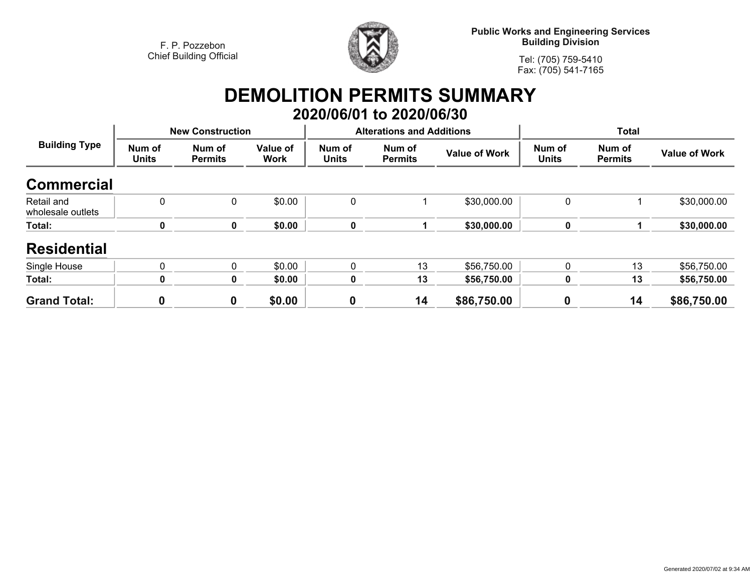F. P. Pozzebon
Chief Building Official

**Public Works and Engineering Services**
**Building Division**

Tel: (705) 759-5410
Fax: (705) 541-7165

# DEMOLITION PERMITS SUMMARY

## 2020/06/01 to 2020/06/30

| Building Type | New Construction | | | Alterations and Additions | | | Total | | |
|---|---|---|---|---|---|---|---|---|---|
| | Num of Units | Num of Permits | Value of Work | Num of Units | Num of Permits | Value of Work | Num of Units | Num of Permits | Value of Work |
| **Commercial** | | | | | | | | | |
| Retail and wholesale outlets | 0 | 0 | $0.00 | 0 | 1 | $30,000.00 | 0 | 1 | $30,000.00 |
| **Total:** | **0** | **0** | **$0.00** | **0** | **1** | **$30,000.00** | **0** | **1** | **$30,000.00** |
| **Residential** | | | | | | | | | |
| Single House | 0 | 0 | $0.00 | 0 | 13 | $56,750.00 | 0 | 13 | $56,750.00 |
| **Total:** | **0** | **0** | **$0.00** | **0** | **13** | **$56,750.00** | **0** | **13** | **$56,750.00** |
| **Grand Total:** | **0** | **0** | **$0.00** | **0** | **14** | **$86,750.00** | **0** | **14** | **$86,750.00** |

Generated 2020/07/02 at 9:34 AM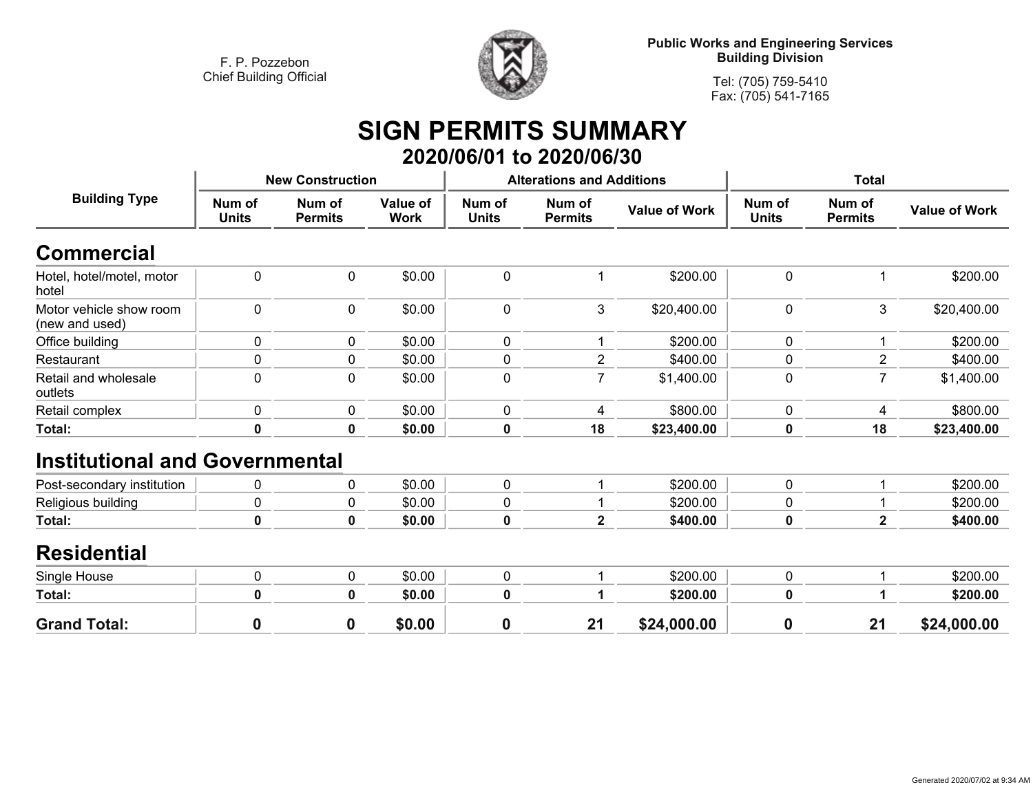F. P. Pozzebon
Chief Building Official

**Public Works and Engineering Services**
**Building Division**

Tel: (705) 759-5410
Fax: (705) 541-7165

# SIGN PERMITS SUMMARY

## 2020/06/01 to 2020/06/30

| Building Type | New Construction | | | Alterations and Additions | | | Total | | |
|---|---|---|---|---|---|---|---|---|---|
| | Num of Units | Num of Permits | Value of Work | Num of Units | Num of Permits | Value of Work | Num of Units | Num of Permits | Value of Work |
| **Commercial** | | | | | | | | | |
| Hotel, hotel/motel, motor hotel | 0 | 0 | $0.00 | 0 | 1 | $200.00 | 0 | 1 | $200.00 |
| Motor vehicle show room (new and used) | 0 | 0 | $0.00 | 0 | 3 | $20,400.00 | 0 | 3 | $20,400.00 |
| Office building | 0 | 0 | $0.00 | 0 | 1 | $200.00 | 0 | 1 | $200.00 |
| Restaurant | 0 | 0 | $0.00 | 0 | 2 | $400.00 | 0 | 2 | $400.00 |
| Retail and wholesale outlets | 0 | 0 | $0.00 | 0 | 7 | $1,400.00 | 0 | 7 | $1,400.00 |
| Retail complex | 0 | 0 | $0.00 | 0 | 4 | $800.00 | 0 | 4 | $800.00 |
| **Total:** | **0** | **0** | **$0.00** | **0** | **18** | **$23,400.00** | **0** | **18** | **$23,400.00** |
| **Institutional and Governmental** | | | | | | | | | |
| Post-secondary institution | 0 | 0 | $0.00 | 0 | 1 | $200.00 | 0 | 1 | $200.00 |
| Religious building | 0 | 0 | $0.00 | 0 | 1 | $200.00 | 0 | 1 | $200.00 |
| **Total:** | **0** | **0** | **$0.00** | **0** | **2** | **$400.00** | **0** | **2** | **$400.00** |
| **Residential** | | | | | | | | | |
| Single House | 0 | 0 | $0.00 | 0 | 1 | $200.00 | 0 | 1 | $200.00 |
| **Total:** | **0** | **0** | **$0.00** | **0** | **1** | **$200.00** | **0** | **1** | **$200.00** |
| **Grand Total:** | **0** | **0** | **$0.00** | **0** | **21** | **$24,000.00** | **0** | **21** | **$24,000.00** |

Generated 2020/07/02 at 9:34 AM